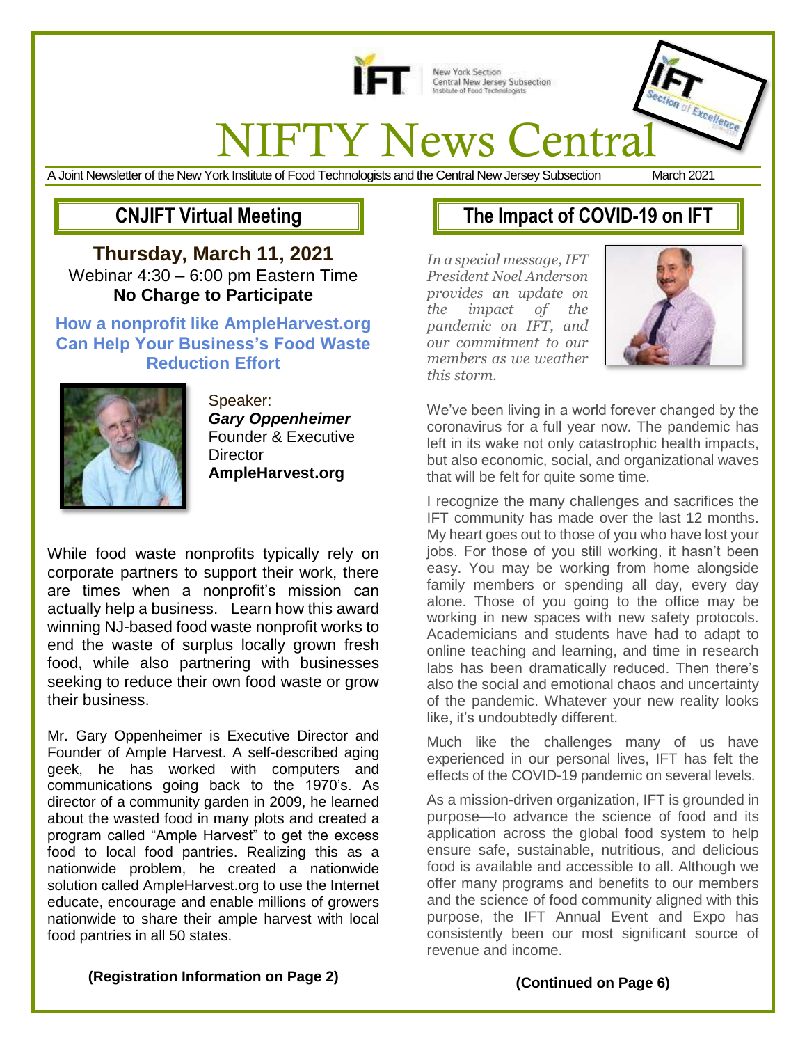New York Section
Central New Jersey Subsection
Institute of Food Technologists

# NIFTY News Central

A Joint Newsletter of the New York Institute of Food Technologists and the Central New Jersey Subsection — March 2021

## CNJIFT Virtual Meeting

**Thursday, March 11, 2021**
Webinar 4:30 – 6:00 pm Eastern Time
**No Charge to Participate**

**How a nonprofit like AmpleHarvest.org Can Help Your Business's Food Waste Reduction Effort**

Speaker:
***Gary Oppenheimer***
Founder & Executive Director
**AmpleHarvest.org**

While food waste nonprofits typically rely on corporate partners to support their work, there are times when a nonprofit's mission can actually help a business. Learn how this award winning NJ-based food waste nonprofit works to end the waste of surplus locally grown fresh food, while also partnering with businesses seeking to reduce their own food waste or grow their business.

Mr. Gary Oppenheimer is Executive Director and Founder of Ample Harvest. A self-described aging geek, he has worked with computers and communications going back to the 1970's. As director of a community garden in 2009, he learned about the wasted food in many plots and created a program called "Ample Harvest" to get the excess food to local food pantries. Realizing this as a nationwide problem, he created a nationwide solution called AmpleHarvest.org to use the Internet educate, encourage and enable millions of growers nationwide to share their ample harvest with local food pantries in all 50 states.

**(Registration Information on Page 2)**

## The Impact of COVID-19 on IFT

*In a special message, IFT President Noel Anderson provides an update on the impact of the pandemic on IFT, and our commitment to our members as we weather this storm.*

We've been living in a world forever changed by the coronavirus for a full year now. The pandemic has left in its wake not only catastrophic health impacts, but also economic, social, and organizational waves that will be felt for quite some time.

I recognize the many challenges and sacrifices the IFT community has made over the last 12 months. My heart goes out to those of you who have lost your jobs. For those of you still working, it hasn't been easy. You may be working from home alongside family members or spending all day, every day alone. Those of you going to the office may be working in new spaces with new safety protocols. Academicians and students have had to adapt to online teaching and learning, and time in research labs has been dramatically reduced. Then there's also the social and emotional chaos and uncertainty of the pandemic. Whatever your new reality looks like, it's undoubtedly different.

Much like the challenges many of us have experienced in our personal lives, IFT has felt the effects of the COVID-19 pandemic on several levels.

As a mission-driven organization, IFT is grounded in purpose—to advance the science of food and its application across the global food system to help ensure safe, sustainable, nutritious, and delicious food is available and accessible to all. Although we offer many programs and benefits to our members and the science of food community aligned with this purpose, the IFT Annual Event and Expo has consistently been our most significant source of revenue and income.

**(Continued on Page 6)**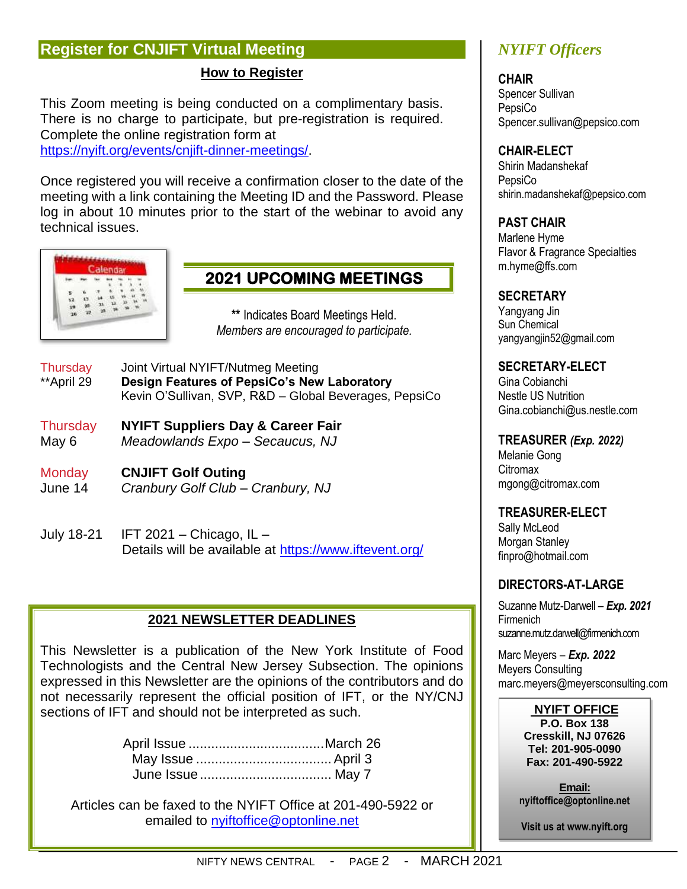## Register for CNJIFT Virtual Meeting

**How to Register**

This Zoom meeting is being conducted on a complimentary basis. There is no charge to participate, but pre-registration is required. Complete the online registration form at https://nyift.org/events/cnjift-dinner-meetings/.

Once registered you will receive a confirmation closer to the date of the meeting with a link containing the Meeting ID and the Password. Please log in about 10 minutes prior to the start of the webinar to avoid any technical issues.

## 2021 UPCOMING MEETINGS

** Indicates Board Meetings Held.
*Members are encouraged to participate.*

Thursday
**April 29
Joint Virtual NYIFT/Nutmeg Meeting
**Design Features of PepsiCo's New Laboratory**
Kevin O'Sullivan, SVP, R&D – Global Beverages, PepsiCo

Thursday
May 6
**NYIFT Suppliers Day & Career Fair**
*Meadowlands Expo – Secaucus, NJ*

Monday
June 14
**CNJIFT Golf Outing**
*Cranbury Golf Club – Cranbury, NJ*

July 18-21
IFT 2021 – Chicago, IL –
Details will be available at https://www.iftevent.org/

## 2021 NEWSLETTER DEADLINES

This Newsletter is a publication of the New York Institute of Food Technologists and the Central New Jersey Subsection. The opinions expressed in this Newsletter are the opinions of the contributors and do not necessarily represent the official position of IFT, or the NY/CNJ sections of IFT and should not be interpreted as such.

April Issue .................................... March 26
May Issue .................................... April 3
June Issue .................................... May 7

Articles can be faxed to the NYIFT Office at 201-490-5922 or emailed to nyiftoffice@optonline.net

## *NYIFT Officers*

**CHAIR**
Spencer Sullivan
PepsiCo
Spencer.sullivan@pepsico.com

**CHAIR-ELECT**
Shirin Madanshekaf
PepsiCo
shirin.madanshekaf@pepsico.com

**PAST CHAIR**
Marlene Hyme
Flavor & Fragrance Specialties
m.hyme@ffs.com

**SECRETARY**
Yangyang Jin
Sun Chemical
yangyangjin52@gmail.com

**SECRETARY-ELECT**
Gina Cobianchi
Nestle US Nutrition
Gina.cobianchi@us.nestle.com

**TREASURER** ***(Exp. 2022)***
Melanie Gong
Citromax
mgong@citromax.com

**TREASURER-ELECT**
Sally McLeod
Morgan Stanley
finpro@hotmail.com

**DIRECTORS-AT-LARGE**

Suzanne Mutz-Darwell – ***Exp. 2021***
Firmenich
suzanne.mutz.darwell@firmenich.com

Marc Meyers – ***Exp. 2022***
Meyers Consulting
marc.meyers@meyersconsulting.com

**NYIFT OFFICE**
**P.O. Box 138**
**Cresskill, NJ 07626**
**Tel: 201-905-0090**
**Fax: 201-490-5922**

**Email:**
**nyiftoffice@optonline.net**

**Visit us at www.nyift.org**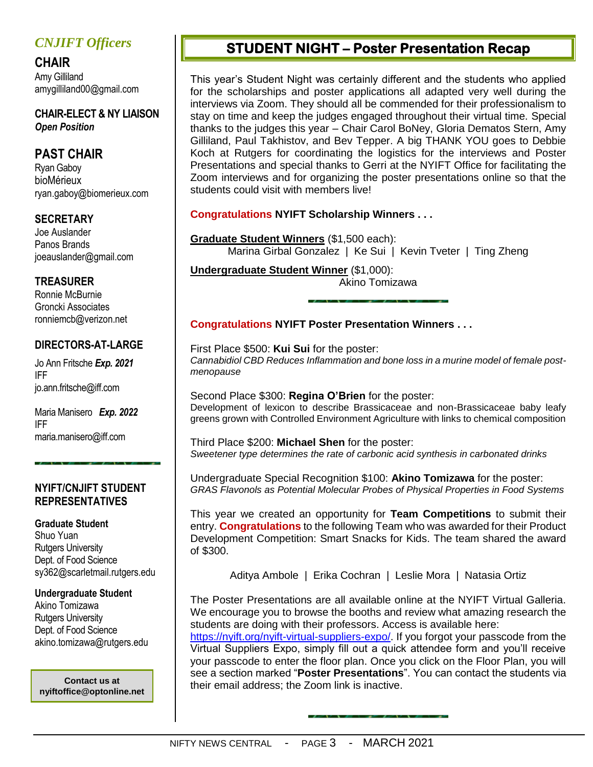## *CNJIFT Officers*

**CHAIR**
Amy Gilliland
amygilliland00@gmail.com

**CHAIR-ELECT & NY LIAISON**
***Open Position***

**PAST CHAIR**
Ryan Gaboy
bioMérieux
ryan.gaboy@biomerieux.com

**SECRETARY**
Joe Auslander
Panos Brands
joeauslander@gmail.com

**TREASURER**
Ronnie McBurnie
Groncki Associates
ronniemcb@verizon.net

**DIRECTORS-AT-LARGE**

Jo Ann Fritsche ***Exp. 2021***
IFF
jo.ann.fritsche@iff.com

Maria Manisero ***Exp. 2022***
IFF
maria.manisero@iff.com

**NYIFT/CNJIFT STUDENT REPRESENTATIVES**

**Graduate Student**
Shuo Yuan
Rutgers University
Dept. of Food Science
sy362@scarletmail.rutgers.edu

**Undergraduate Student**
Akino Tomizawa
Rutgers University
Dept. of Food Science
akino.tomizawa@rutgers.edu

**Contact us at nyiftoffice@optonline.net**

## STUDENT NIGHT – Poster Presentation Recap

This year's Student Night was certainly different and the students who applied for the scholarships and poster applications all adapted very well during the interviews via Zoom. They should all be commended for their professionalism to stay on time and keep the judges engaged throughout their virtual time. Special thanks to the judges this year – Chair Carol BoNey, Gloria Dematos Stern, Amy Gilliland, Paul Takhistov, and Bev Tepper. A big THANK YOU goes to Debbie Koch at Rutgers for coordinating the logistics for the interviews and Poster Presentations and special thanks to Gerri at the NYIFT Office for facilitating the Zoom interviews and for organizing the poster presentations online so that the students could visit with members live!

**Congratulations NYIFT Scholarship Winners . . .**

**Graduate Student Winners** ($1,500 each):
Marina Girbal Gonzalez | Ke Sui | Kevin Tveter | Ting Zheng

**Undergraduate Student Winner** ($1,000):
Akino Tomizawa

**Congratulations NYIFT Poster Presentation Winners . . .**

First Place $500: **Kui Sui** for the poster:
*Cannabidiol CBD Reduces Inflammation and bone loss in a murine model of female post-menopause*

Second Place $300: **Regina O'Brien** for the poster:
Development of lexicon to describe Brassicaceae and non-Brassicaceae baby leafy greens grown with Controlled Environment Agriculture with links to chemical composition

Third Place $200: **Michael Shen** for the poster:
*Sweetener type determines the rate of carbonic acid synthesis in carbonated drinks*

Undergraduate Special Recognition $100: **Akino Tomizawa** for the poster:
*GRAS Flavonols as Potential Molecular Probes of Physical Properties in Food Systems*

This year we created an opportunity for **Team Competitions** to submit their entry. **Congratulations** to the following Team who was awarded for their Product Development Competition: Smart Snacks for Kids. The team shared the award of $300.

Aditya Ambole | Erika Cochran | Leslie Mora | Natasia Ortiz

The Poster Presentations are all available online at the NYIFT Virtual Galleria. We encourage you to browse the booths and review what amazing research the students are doing with their professors. Access is available here: https://nyift.org/nyift-virtual-suppliers-expo/. If you forgot your passcode from the Virtual Suppliers Expo, simply fill out a quick attendee form and you'll receive your passcode to enter the floor plan. Once you click on the Floor Plan, you will see a section marked "**Poster Presentations**". You can contact the students via their email address; the Zoom link is inactive.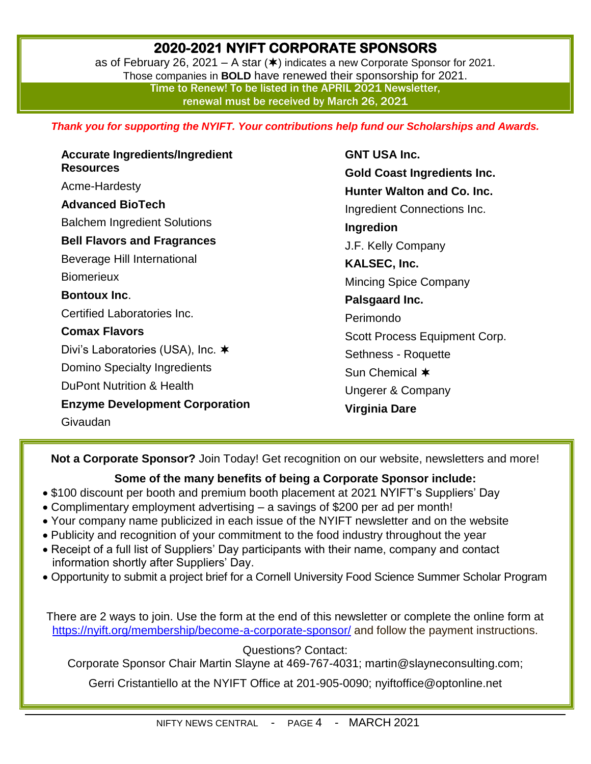## 2020-2021 NYIFT CORPORATE SPONSORS

as of February 26, 2021 – A star (✶) indicates a new Corporate Sponsor for 2021.
Those companies in **BOLD** have renewed their sponsorship for 2021.

**Time to Renew! To be listed in the APRIL 2021 Newsletter, renewal must be received by March 26, 2021**

***Thank you for supporting the NYIFT. Your contributions help fund our Scholarships and Awards.***

**Accurate Ingredients/Ingredient Resources**

Acme-Hardesty

**Advanced BioTech**

Balchem Ingredient Solutions

**Bell Flavors and Fragrances**

Beverage Hill International

Biomerieux

**Bontoux Inc**.

Certified Laboratories Inc.

**Comax Flavors**

Divi's Laboratories (USA), Inc. ✶

Domino Specialty Ingredients

DuPont Nutrition & Health

**Enzyme Development Corporation**

Givaudan

**GNT USA Inc.**

**Gold Coast Ingredients Inc.**

**Hunter Walton and Co. Inc.**

Ingredient Connections Inc.

**Ingredion**

J.F. Kelly Company

**KALSEC, Inc.**

Mincing Spice Company

**Palsgaard Inc.**

Perimondo

Scott Process Equipment Corp.

Sethness - Roquette

Sun Chemical ✶

Ungerer & Company

**Virginia Dare**

---

**Not a Corporate Sponsor?** Join Today! Get recognition on our website, newsletters and more!

**Some of the many benefits of being a Corporate Sponsor include:**

- $100 discount per booth and premium booth placement at 2021 NYIFT's Suppliers' Day
- Complimentary employment advertising – a savings of $200 per ad per month!
- Your company name publicized in each issue of the NYIFT newsletter and on the website
- Publicity and recognition of your commitment to the food industry throughout the year
- Receipt of a full list of Suppliers' Day participants with their name, company and contact information shortly after Suppliers' Day.
- Opportunity to submit a project brief for a Cornell University Food Science Summer Scholar Program

There are 2 ways to join. Use the form at the end of this newsletter or complete the online form at https://nyift.org/membership/become-a-corporate-sponsor/ and follow the payment instructions.

Questions? Contact:
Corporate Sponsor Chair Martin Slayne at 469-767-4031; martin@slayneconsulting.com;

Gerri Cristantiello at the NYIFT Office at 201-905-0090; nyiftoffice@optonline.net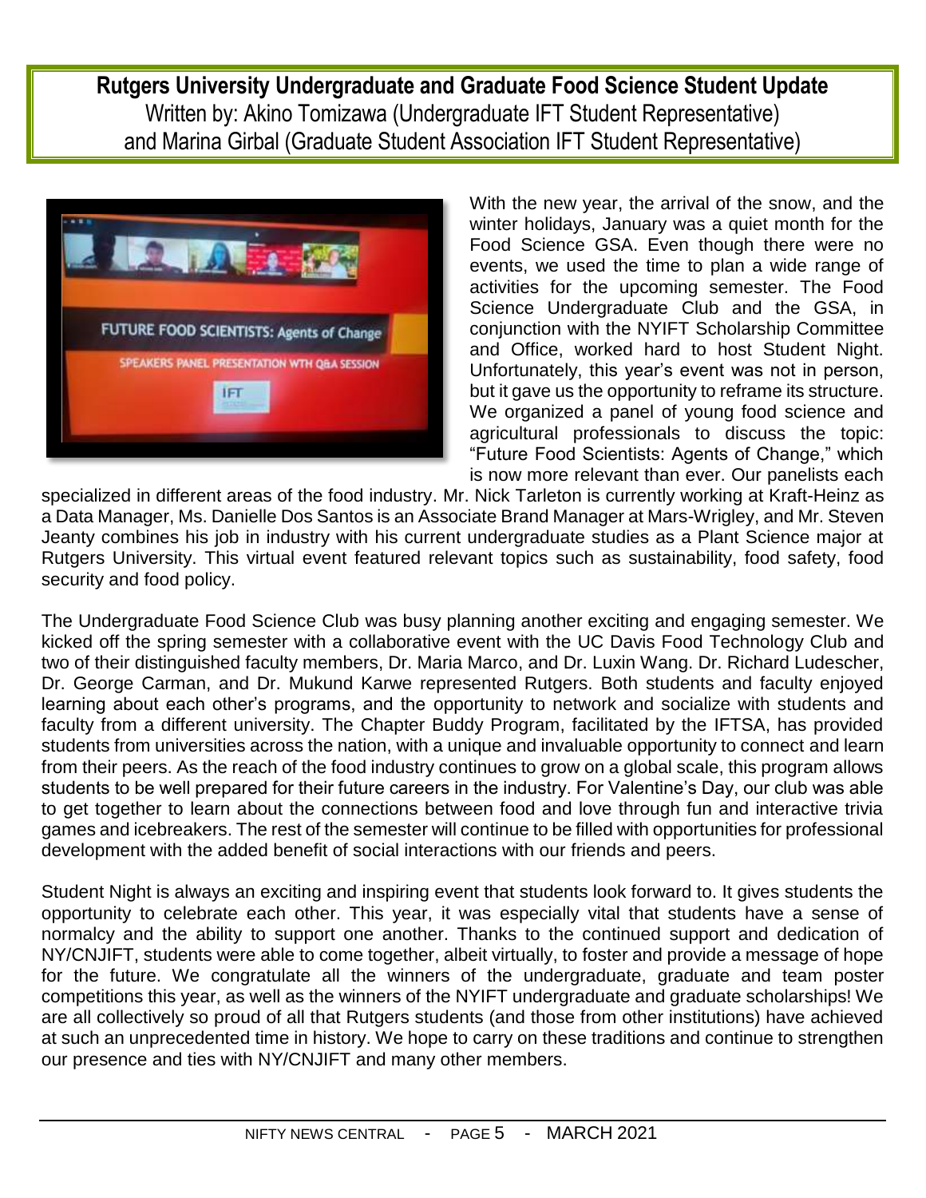## Rutgers University Undergraduate and Graduate Food Science Student Update

Written by: Akino Tomizawa (Undergraduate IFT Student Representative) and Marina Girbal (Graduate Student Association IFT Student Representative)

With the new year, the arrival of the snow, and the winter holidays, January was a quiet month for the Food Science GSA. Even though there were no events, we used the time to plan a wide range of activities for the upcoming semester. The Food Science Undergraduate Club and the GSA, in conjunction with the NYIFT Scholarship Committee and Office, worked hard to host Student Night. Unfortunately, this year's event was not in person, but it gave us the opportunity to reframe its structure. We organized a panel of young food science and agricultural professionals to discuss the topic: "Future Food Scientists: Agents of Change," which is now more relevant than ever. Our panelists each specialized in different areas of the food industry. Mr. Nick Tarleton is currently working at Kraft-Heinz as a Data Manager, Ms. Danielle Dos Santos is an Associate Brand Manager at Mars-Wrigley, and Mr. Steven Jeanty combines his job in industry with his current undergraduate studies as a Plant Science major at Rutgers University. This virtual event featured relevant topics such as sustainability, food safety, food security and food policy.

The Undergraduate Food Science Club was busy planning another exciting and engaging semester. We kicked off the spring semester with a collaborative event with the UC Davis Food Technology Club and two of their distinguished faculty members, Dr. Maria Marco, and Dr. Luxin Wang. Dr. Richard Ludescher, Dr. George Carman, and Dr. Mukund Karwe represented Rutgers. Both students and faculty enjoyed learning about each other's programs, and the opportunity to network and socialize with students and faculty from a different university. The Chapter Buddy Program, facilitated by the IFTSA, has provided students from universities across the nation, with a unique and invaluable opportunity to connect and learn from their peers. As the reach of the food industry continues to grow on a global scale, this program allows students to be well prepared for their future careers in the industry. For Valentine's Day, our club was able to get together to learn about the connections between food and love through fun and interactive trivia games and icebreakers. The rest of the semester will continue to be filled with opportunities for professional development with the added benefit of social interactions with our friends and peers.

Student Night is always an exciting and inspiring event that students look forward to. It gives students the opportunity to celebrate each other. This year, it was especially vital that students have a sense of normalcy and the ability to support one another. Thanks to the continued support and dedication of NY/CNJIFT, students were able to come together, albeit virtually, to foster and provide a message of hope for the future. We congratulate all the winners of the undergraduate, graduate and team poster competitions this year, as well as the winners of the NYIFT undergraduate and graduate scholarships! We are all collectively so proud of all that Rutgers students (and those from other institutions) have achieved at such an unprecedented time in history. We hope to carry on these traditions and continue to strengthen our presence and ties with NY/CNJIFT and many other members.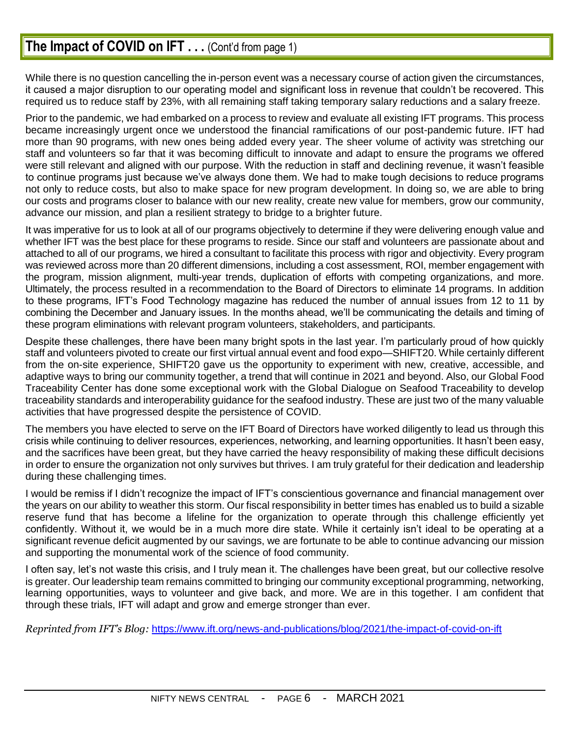## **The Impact of COVID on IFT . . .** (Cont'd from page 1)

While there is no question cancelling the in-person event was a necessary course of action given the circumstances, it caused a major disruption to our operating model and significant loss in revenue that couldn't be recovered. This required us to reduce staff by 23%, with all remaining staff taking temporary salary reductions and a salary freeze.

Prior to the pandemic, we had embarked on a process to review and evaluate all existing IFT programs. This process became increasingly urgent once we understood the financial ramifications of our post-pandemic future. IFT had more than 90 programs, with new ones being added every year. The sheer volume of activity was stretching our staff and volunteers so far that it was becoming difficult to innovate and adapt to ensure the programs we offered were still relevant and aligned with our purpose. With the reduction in staff and declining revenue, it wasn't feasible to continue programs just because we've always done them. We had to make tough decisions to reduce programs not only to reduce costs, but also to make space for new program development. In doing so, we are able to bring our costs and programs closer to balance with our new reality, create new value for members, grow our community, advance our mission, and plan a resilient strategy to bridge to a brighter future.

It was imperative for us to look at all of our programs objectively to determine if they were delivering enough value and whether IFT was the best place for these programs to reside. Since our staff and volunteers are passionate about and attached to all of our programs, we hired a consultant to facilitate this process with rigor and objectivity. Every program was reviewed across more than 20 different dimensions, including a cost assessment, ROI, member engagement with the program, mission alignment, multi-year trends, duplication of efforts with competing organizations, and more. Ultimately, the process resulted in a recommendation to the Board of Directors to eliminate 14 programs. In addition to these programs, IFT's Food Technology magazine has reduced the number of annual issues from 12 to 11 by combining the December and January issues. In the months ahead, we'll be communicating the details and timing of these program eliminations with relevant program volunteers, stakeholders, and participants.

Despite these challenges, there have been many bright spots in the last year. I'm particularly proud of how quickly staff and volunteers pivoted to create our first virtual annual event and food expo—SHIFT20. While certainly different from the on-site experience, SHIFT20 gave us the opportunity to experiment with new, creative, accessible, and adaptive ways to bring our community together, a trend that will continue in 2021 and beyond. Also, our Global Food Traceability Center has done some exceptional work with the Global Dialogue on Seafood Traceability to develop traceability standards and interoperability guidance for the seafood industry. These are just two of the many valuable activities that have progressed despite the persistence of COVID.

The members you have elected to serve on the IFT Board of Directors have worked diligently to lead us through this crisis while continuing to deliver resources, experiences, networking, and learning opportunities. It hasn't been easy, and the sacrifices have been great, but they have carried the heavy responsibility of making these difficult decisions in order to ensure the organization not only survives but thrives. I am truly grateful for their dedication and leadership during these challenging times.

I would be remiss if I didn't recognize the impact of IFT's conscientious governance and financial management over the years on our ability to weather this storm. Our fiscal responsibility in better times has enabled us to build a sizable reserve fund that has become a lifeline for the organization to operate through this challenge efficiently yet confidently. Without it, we would be in a much more dire state. While it certainly isn't ideal to be operating at a significant revenue deficit augmented by our savings, we are fortunate to be able to continue advancing our mission and supporting the monumental work of the science of food community.

I often say, let's not waste this crisis, and I truly mean it. The challenges have been great, but our collective resolve is greater. Our leadership team remains committed to bringing our community exceptional programming, networking, learning opportunities, ways to volunteer and give back, and more. We are in this together. I am confident that through these trials, IFT will adapt and grow and emerge stronger than ever.

*Reprinted from IFT's Blog:* https://www.ift.org/news-and-publications/blog/2021/the-impact-of-covid-on-ift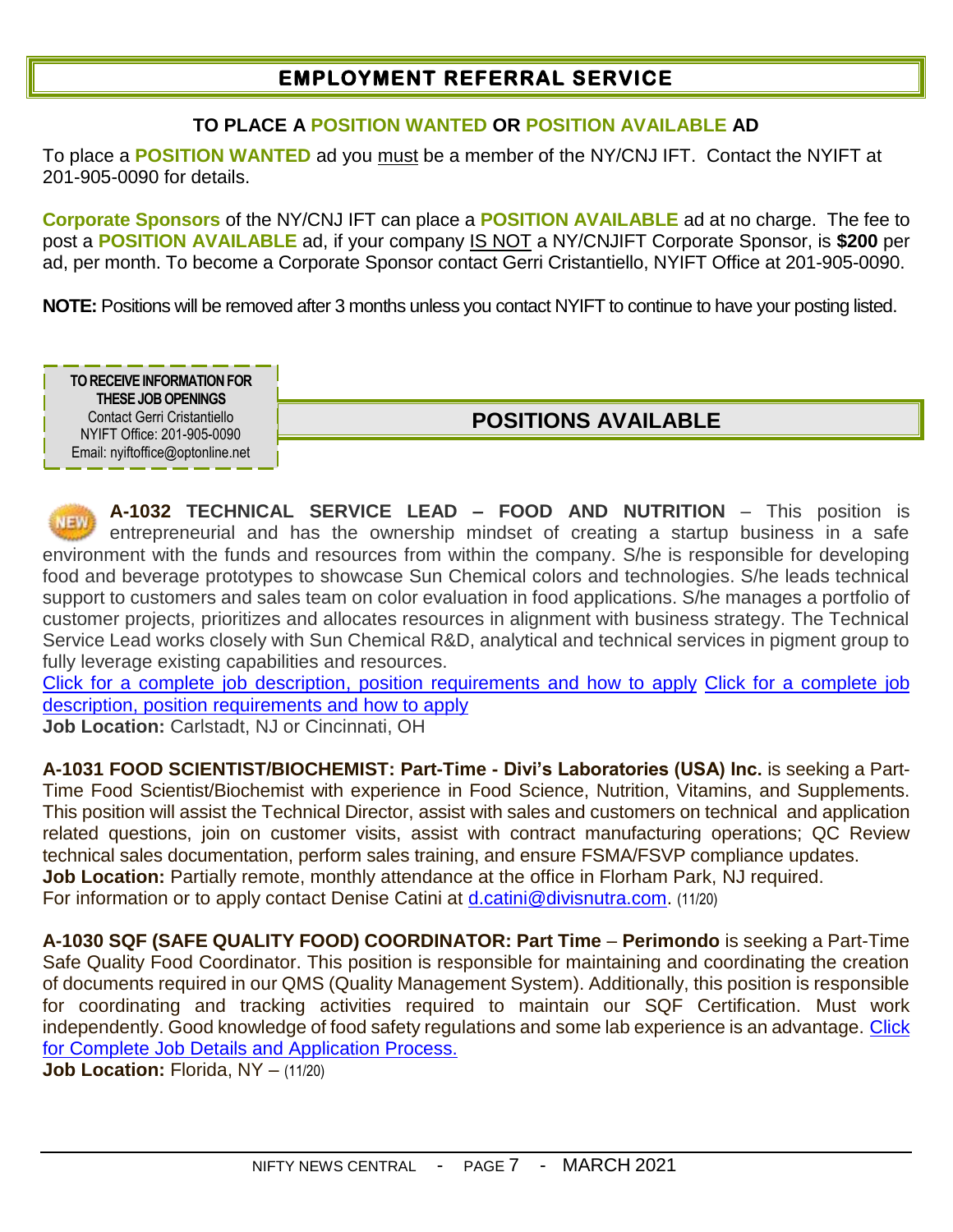## EMPLOYMENT REFERRAL SERVICE

### TO PLACE A POSITION WANTED OR POSITION AVAILABLE AD

To place a **POSITION WANTED** ad you must be a member of the NY/CNJ IFT. Contact the NYIFT at 201-905-0090 for details.

**Corporate Sponsors** of the NY/CNJ IFT can place a **POSITION AVAILABLE** ad at no charge. The fee to post a **POSITION AVAILABLE** ad, if your company IS NOT a NY/CNJIFT Corporate Sponsor, is **$200** per ad, per month. To become a Corporate Sponsor contact Gerri Cristantiello, NYIFT Office at 201-905-0090.

**NOTE:** Positions will be removed after 3 months unless you contact NYIFT to continue to have your posting listed.

**TO RECEIVE INFORMATION FOR THESE JOB OPENINGS**
Contact Gerri Cristantiello
NYIFT Office: 201-905-0090
Email: nyiftoffice@optonline.net

## POSITIONS AVAILABLE

NEW **A-1032 TECHNICAL SERVICE LEAD – FOOD AND NUTRITION** – This position is entrepreneurial and has the ownership mindset of creating a startup business in a safe environment with the funds and resources from within the company. S/he is responsible for developing food and beverage prototypes to showcase Sun Chemical colors and technologies. S/he leads technical support to customers and sales team on color evaluation in food applications. S/he manages a portfolio of customer projects, prioritizes and allocates resources in alignment with business strategy. The Technical Service Lead works closely with Sun Chemical R&D, analytical and technical services in pigment group to fully leverage existing capabilities and resources.
Click for a complete job description, position requirements and how to apply Click for a complete job description, position requirements and how to apply
**Job Location:** Carlstadt, NJ or Cincinnati, OH

**A-1031 FOOD SCIENTIST/BIOCHEMIST: Part-Time - Divi's Laboratories (USA) Inc.** is seeking a Part-Time Food Scientist/Biochemist with experience in Food Science, Nutrition, Vitamins, and Supplements. This position will assist the Technical Director, assist with sales and customers on technical and application related questions, join on customer visits, assist with contract manufacturing operations; QC Review technical sales documentation, perform sales training, and ensure FSMA/FSVP compliance updates.
**Job Location:** Partially remote, monthly attendance at the office in Florham Park, NJ required.
For information or to apply contact Denise Catini at d.catini@divisnutra.com. (11/20)

**A-1030 SQF (SAFE QUALITY FOOD) COORDINATOR: Part Time** – **Perimondo** is seeking a Part-Time Safe Quality Food Coordinator. This position is responsible for maintaining and coordinating the creation of documents required in our QMS (Quality Management System). Additionally, this position is responsible for coordinating and tracking activities required to maintain our SQF Certification. Must work independently. Good knowledge of food safety regulations and some lab experience is an advantage. Click for Complete Job Details and Application Process.
**Job Location:** Florida, NY – (11/20)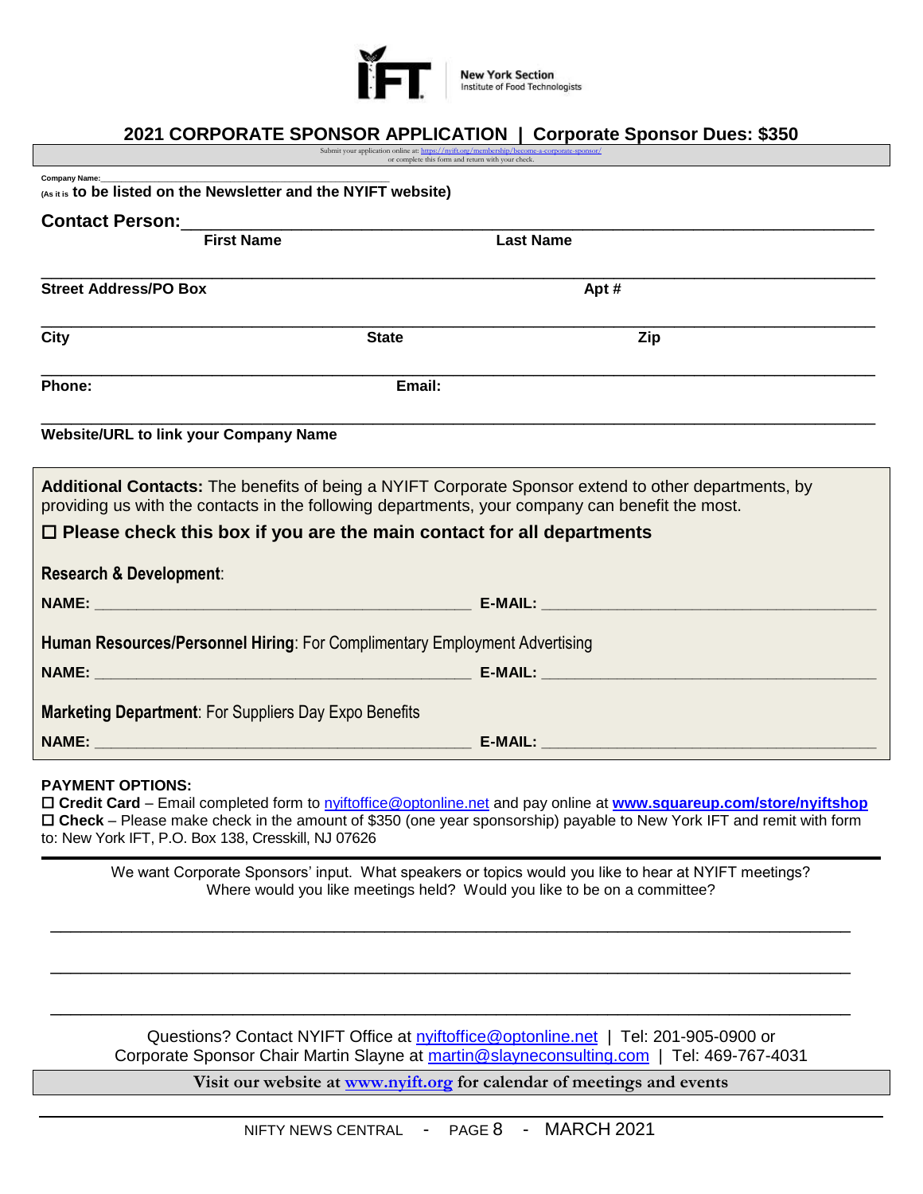New York Section
Institute of Food Technologists

## 2021 CORPORATE SPONSOR APPLICATION | Corporate Sponsor Dues: $350

Submit your application online at: https://nyift.org/membership/become-a-corporate-sponsor/
or complete this form and return with your check.

Company Name:_______________________________________________
(As it is **to be listed on the Newsletter and the NYIFT website)**

**Contact Person:**_______________________________________________

**First Name** **Last Name**

_______________________________________________

**Street Address/PO Box** **Apt #**

_______________________________________________

**City** **State** **Zip**

_______________________________________________

**Phone:** **Email:**

_______________________________________________

**Website/URL to link your Company Name**

**Additional Contacts:** The benefits of being a NYIFT Corporate Sponsor extend to other departments, by providing us with the contacts in the following departments, your company can benefit the most.

☐ **Please check this box if you are the main contact for all departments**

**Research & Development**:

**NAME:** _______________________ **E-MAIL:** _______________________

**Human Resources/Personnel Hiring**: For Complimentary Employment Advertising

**NAME:** _______________________ **E-MAIL:** _______________________

**Marketing Department**: For Suppliers Day Expo Benefits

**NAME:** _______________________ **E-MAIL:** _______________________

**PAYMENT OPTIONS:**

☐ **Credit Card** – Email completed form to nyiftoffice@optonline.net and pay online at **www.squareup.com/store/nyiftshop**

☐ **Check** – Please make check in the amount of $350 (one year sponsorship) payable to New York IFT and remit with form to: New York IFT, P.O. Box 138, Cresskill, NJ 07626

We want Corporate Sponsors' input. What speakers or topics would you like to hear at NYIFT meetings? Where would you like meetings held? Would you like to be on a committee?

_______________________________________________

_______________________________________________

_______________________________________________

Questions? Contact NYIFT Office at nyiftoffice@optonline.net | Tel: 201-905-0900 or Corporate Sponsor Chair Martin Slayne at martin@slayneconsulting.com | Tel: 469-767-4031

**Visit our website at www.nyift.org for calendar of meetings and events**